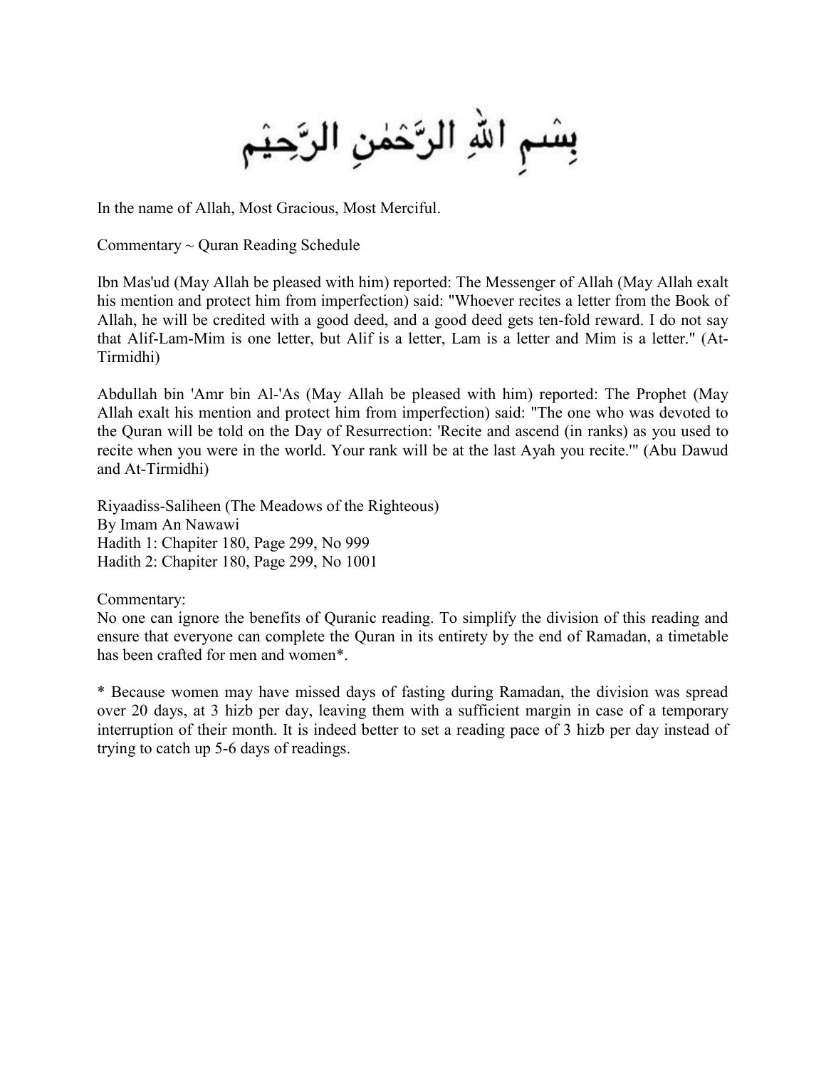بِسْمِ اللّٰهِ الرَّحْمٰنِ الرَّحِيْم

In the name of Allah, Most Gracious, Most Merciful.

Commentary ~ Quran Reading Schedule

Ibn Mas'ud (May Allah be pleased with him) reported: The Messenger of Allah (May Allah exalt his mention and protect him from imperfection) said: "Whoever recites a letter from the Book of Allah, he will be credited with a good deed, and a good deed gets ten-fold reward. I do not say that Alif-Lam-Mim is one letter, but Alif is a letter, Lam is a letter and Mim is a letter." (At-Tirmidhi)

Abdullah bin 'Amr bin Al-'As (May Allah be pleased with him) reported: The Prophet (May Allah exalt his mention and protect him from imperfection) said: "The one who was devoted to the Quran will be told on the Day of Resurrection: 'Recite and ascend (in ranks) as you used to recite when you were in the world. Your rank will be at the last Ayah you recite.'" (Abu Dawud and At-Tirmidhi)

Riyaadiss-Saliheen (The Meadows of the Righteous)
By Imam An Nawawi
Hadith 1: Chapiter 180, Page 299, No 999
Hadith 2: Chapiter 180, Page 299, No 1001

Commentary:
No one can ignore the benefits of Quranic reading. To simplify the division of this reading and ensure that everyone can complete the Quran in its entirety by the end of Ramadan, a timetable has been crafted for men and women*.

* Because women may have missed days of fasting during Ramadan, the division was spread over 20 days, at 3 hizb per day, leaving them with a sufficient margin in case of a temporary interruption of their month. It is indeed better to set a reading pace of 3 hizb per day instead of trying to catch up 5-6 days of readings.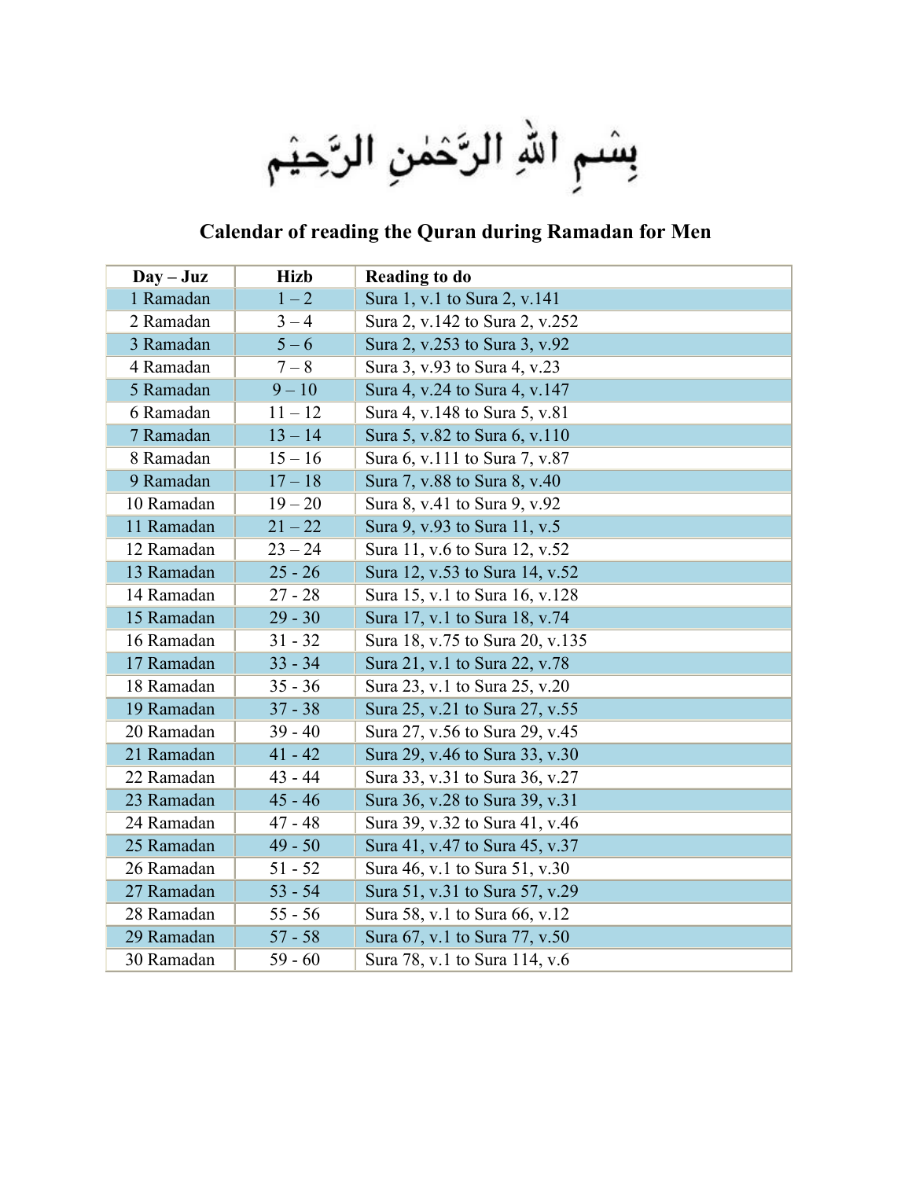بِسْمِ اللهِ الرَّحْمٰنِ الرَّحِيْمِ

## Calendar of reading the Quran during Ramadan for Men

| Day – Juz | Hizb | Reading to do |
| --- | --- | --- |
| 1 Ramadan | 1 – 2 | Sura 1, v.1 to Sura 2, v.141 |
| 2 Ramadan | 3 – 4 | Sura 2, v.142 to Sura 2, v.252 |
| 3 Ramadan | 5 – 6 | Sura 2, v.253 to Sura 3, v.92 |
| 4 Ramadan | 7 – 8 | Sura 3, v.93 to Sura 4, v.23 |
| 5 Ramadan | 9 – 10 | Sura 4, v.24 to Sura 4, v.147 |
| 6 Ramadan | 11 – 12 | Sura 4, v.148 to Sura 5, v.81 |
| 7 Ramadan | 13 – 14 | Sura 5, v.82 to Sura 6, v.110 |
| 8 Ramadan | 15 – 16 | Sura 6, v.111 to Sura 7, v.87 |
| 9 Ramadan | 17 – 18 | Sura 7, v.88 to Sura 8, v.40 |
| 10 Ramadan | 19 – 20 | Sura 8, v.41 to Sura 9, v.92 |
| 11 Ramadan | 21 – 22 | Sura 9, v.93 to Sura 11, v.5 |
| 12 Ramadan | 23 – 24 | Sura 11, v.6 to Sura 12, v.52 |
| 13 Ramadan | 25 - 26 | Sura 12, v.53 to Sura 14, v.52 |
| 14 Ramadan | 27 - 28 | Sura 15, v.1 to Sura 16, v.128 |
| 15 Ramadan | 29 - 30 | Sura 17, v.1 to Sura 18, v.74 |
| 16 Ramadan | 31 - 32 | Sura 18, v.75 to Sura 20, v.135 |
| 17 Ramadan | 33 - 34 | Sura 21, v.1 to Sura 22, v.78 |
| 18 Ramadan | 35 - 36 | Sura 23, v.1 to Sura 25, v.20 |
| 19 Ramadan | 37 - 38 | Sura 25, v.21 to Sura 27, v.55 |
| 20 Ramadan | 39 - 40 | Sura 27, v.56 to Sura 29, v.45 |
| 21 Ramadan | 41 - 42 | Sura 29, v.46 to Sura 33, v.30 |
| 22 Ramadan | 43 - 44 | Sura 33, v.31 to Sura 36, v.27 |
| 23 Ramadan | 45 - 46 | Sura 36, v.28 to Sura 39, v.31 |
| 24 Ramadan | 47 - 48 | Sura 39, v.32 to Sura 41, v.46 |
| 25 Ramadan | 49 - 50 | Sura 41, v.47 to Sura 45, v.37 |
| 26 Ramadan | 51 - 52 | Sura 46, v.1 to Sura 51, v.30 |
| 27 Ramadan | 53 - 54 | Sura 51, v.31 to Sura 57, v.29 |
| 28 Ramadan | 55 - 56 | Sura 58, v.1 to Sura 66, v.12 |
| 29 Ramadan | 57 - 58 | Sura 67, v.1 to Sura 77, v.50 |
| 30 Ramadan | 59 - 60 | Sura 78, v.1 to Sura 114, v.6 |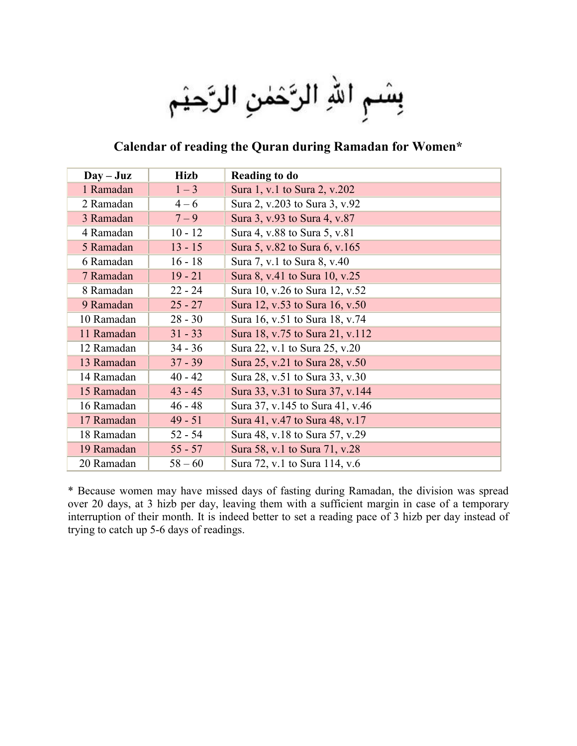بِسْمِ اللهِ الرَّحْمٰنِ الرَّحِيْم

## Calendar of reading the Quran during Ramadan for Women*

| Day – Juz | Hizb | Reading to do |
|---|---|---|
| 1 Ramadan | 1 – 3 | Sura 1, v.1 to Sura 2, v.202 |
| 2 Ramadan | 4 – 6 | Sura 2, v.203 to Sura 3, v.92 |
| 3 Ramadan | 7 – 9 | Sura 3, v.93 to Sura 4, v.87 |
| 4 Ramadan | 10 - 12 | Sura 4, v.88 to Sura 5, v.81 |
| 5 Ramadan | 13 - 15 | Sura 5, v.82 to Sura 6, v.165 |
| 6 Ramadan | 16 - 18 | Sura 7, v.1 to Sura 8, v.40 |
| 7 Ramadan | 19 - 21 | Sura 8, v.41 to Sura 10, v.25 |
| 8 Ramadan | 22 - 24 | Sura 10, v.26 to Sura 12, v.52 |
| 9 Ramadan | 25 - 27 | Sura 12, v.53 to Sura 16, v.50 |
| 10 Ramadan | 28 - 30 | Sura 16, v.51 to Sura 18, v.74 |
| 11 Ramadan | 31 - 33 | Sura 18, v.75 to Sura 21, v.112 |
| 12 Ramadan | 34 - 36 | Sura 22, v.1 to Sura 25, v.20 |
| 13 Ramadan | 37 - 39 | Sura 25, v.21 to Sura 28, v.50 |
| 14 Ramadan | 40 - 42 | Sura 28, v.51 to Sura 33, v.30 |
| 15 Ramadan | 43 - 45 | Sura 33, v.31 to Sura 37, v.144 |
| 16 Ramadan | 46 - 48 | Sura 37, v.145 to Sura 41, v.46 |
| 17 Ramadan | 49 - 51 | Sura 41, v.47 to Sura 48, v.17 |
| 18 Ramadan | 52 - 54 | Sura 48, v.18 to Sura 57, v.29 |
| 19 Ramadan | 55 - 57 | Sura 58, v.1 to Sura 71, v.28 |
| 20 Ramadan | 58 – 60 | Sura 72, v.1 to Sura 114, v.6 |

* Because women may have missed days of fasting during Ramadan, the division was spread over 20 days, at 3 hizb per day, leaving them with a sufficient margin in case of a temporary interruption of their month. It is indeed better to set a reading pace of 3 hizb per day instead of trying to catch up 5-6 days of readings.